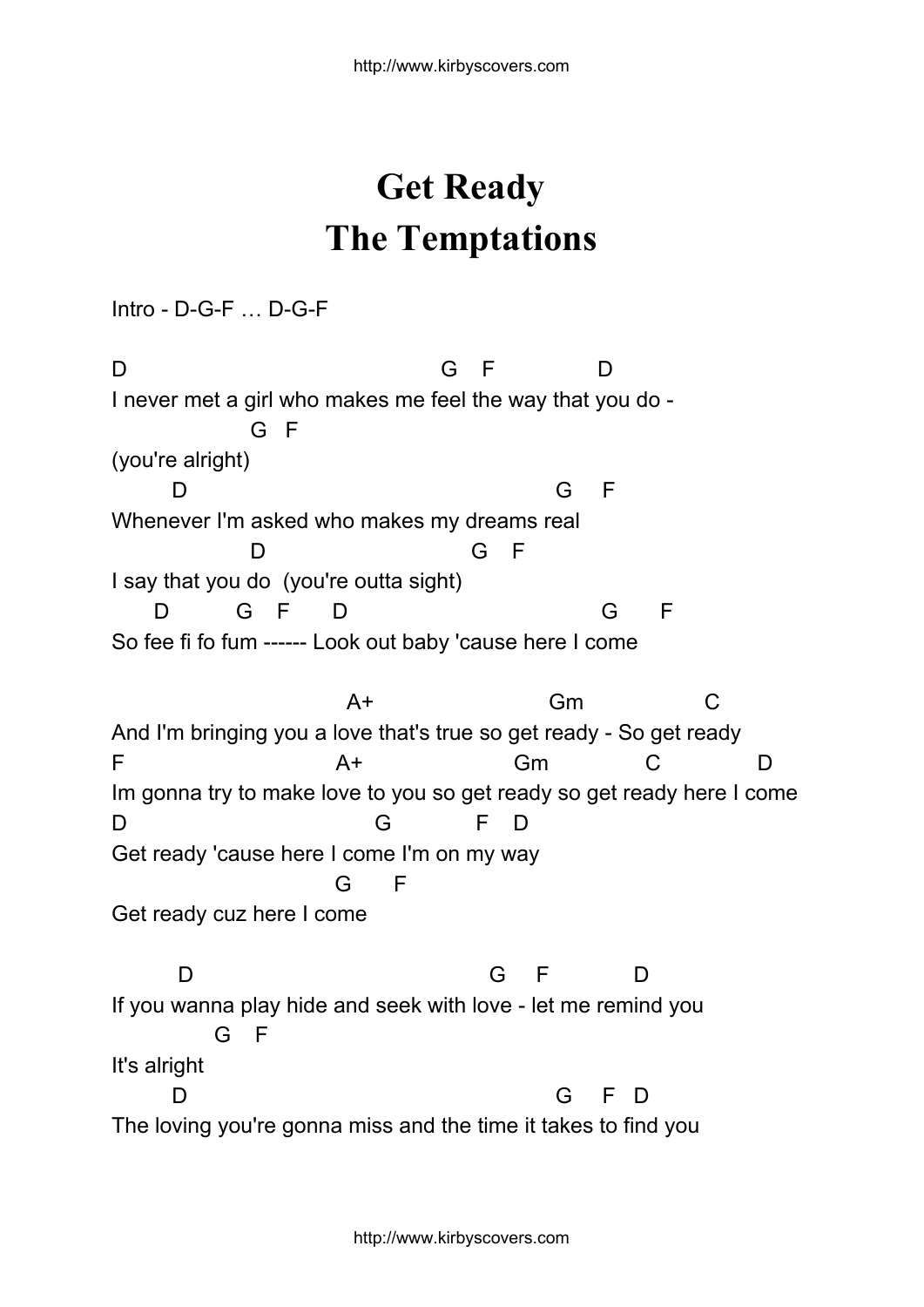# Get Ready
# The Temptations

Intro - D-G-F … D-G-F

```
D                                      G    F            D
I never met a girl who makes me feel the way that you do -
                G   F
(you're alright)
       D                                        G     F
Whenever I'm asked who makes my dreams real
                D                         G    F
I say that you do  (you're outta sight)
     D          G   F      D                            G       F
So fee fi fo fum ------ Look out baby 'cause here I come

                           A+                      Gm                C
And I'm bringing you a love that's true so get ready - So get ready
F                          A+                   Gm              C            D
Im gonna try to make love to you so get ready so get ready here I come
D                             G            F    D
Get ready 'cause here I come I'm on my way
                           G       F
Get ready cuz here I come

         D                                G     F           D
If you wanna play hide and seek with love - let me remind you
             G    F
It's alright
        D                                       G     F   D
The loving you're gonna miss and the time it takes to find you
```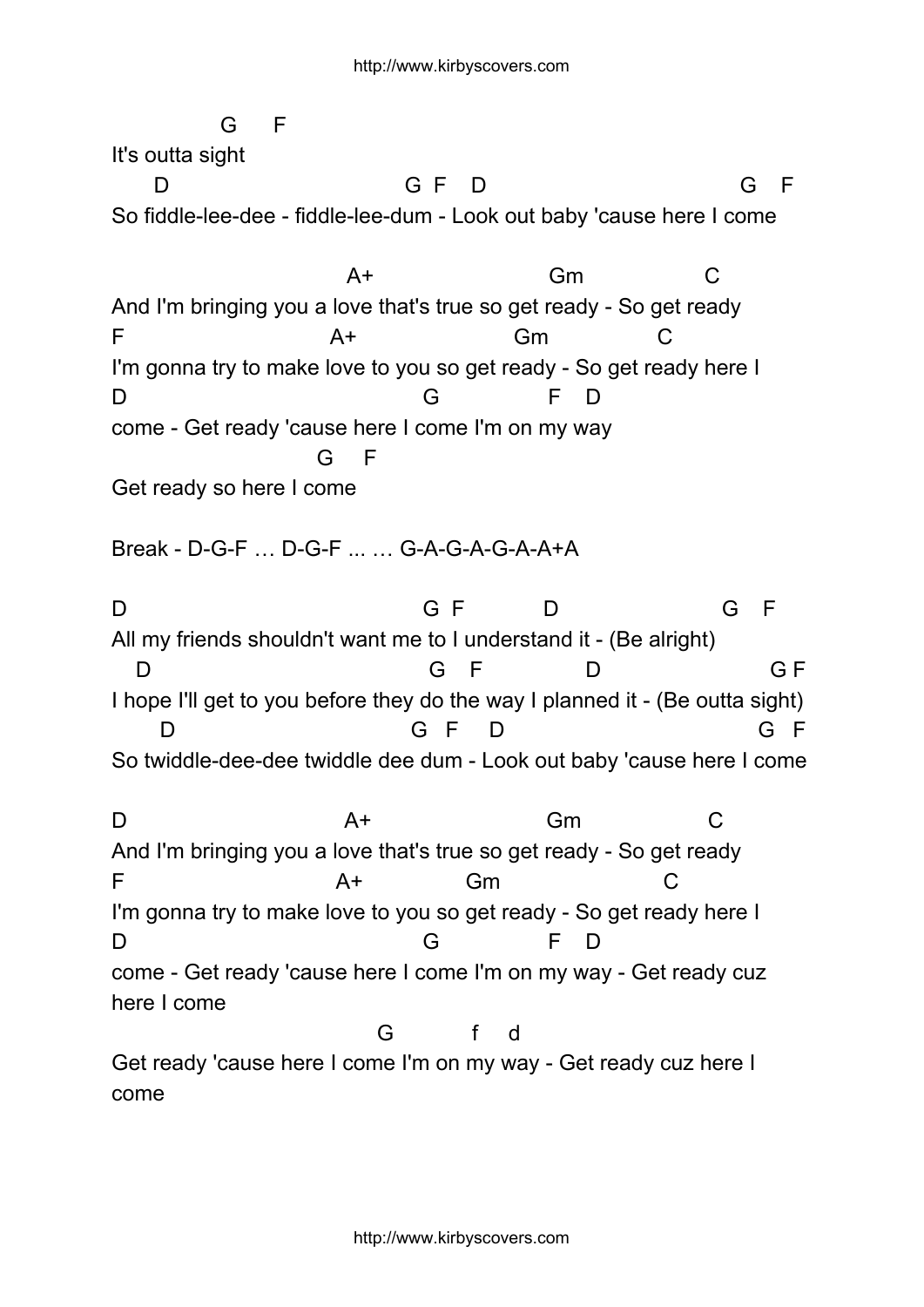```
            G      F
It's outta sight
      D                              G  F    D                              G    F
So fiddle-lee-dee - fiddle-lee-dum - Look out baby 'cause here I come

                           A+                         Gm                 C
And I'm bringing you a love that's true so get ready - So get ready
F                         A+                     Gm                C
I'm gonna try to make love to you so get ready - So get ready here I
D                                       G                F    D
come - Get ready 'cause here I come I'm on my way
                         G     F
Get ready so here I come

Break - D-G-F … D-G-F ... … G-A-G-A-G-A-A+A

D                                       G  F            D                        G    F
All my friends shouldn't want me to I understand it - (Be alright)
   D                                     G    F                 D                          G F
I hope I'll get to you before they do the way I planned it - (Be outta sight)
      D                              G  F     D                                  G   F
So twiddle-dee-dee twiddle dee dum - Look out baby 'cause here I come

D                           A+                         Gm                  C
And I'm bringing you a love that's true so get ready - So get ready
F                             A+               Gm                      C
I'm gonna try to make love to you so get ready - So get ready here I
D                                       G                F    D
come - Get ready 'cause here I come I'm on my way - Get ready cuz
here I come
                                  G            f     d
Get ready 'cause here I come I'm on my way - Get ready cuz here I
come
```